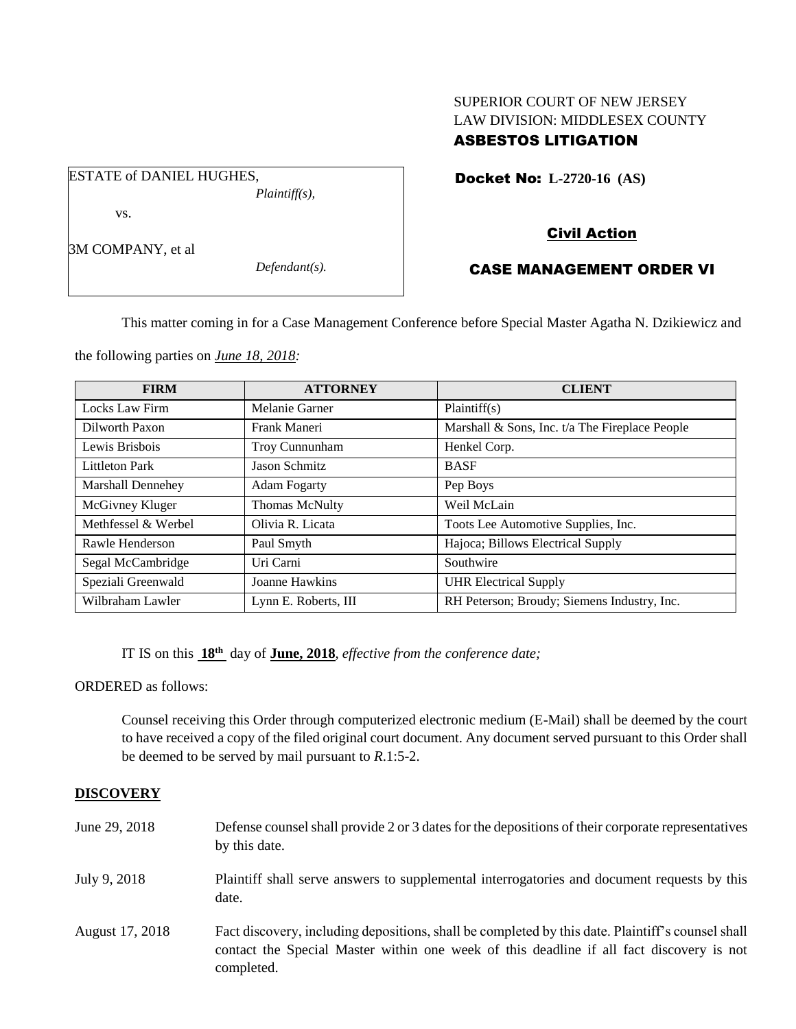SUPERIOR COURT OF NEW JERSEY
LAW DIVISION: MIDDLESEX COUNTY
**ASBESTOS LITIGATION**

ESTATE of DANIEL HUGHES,
*Plaintiff(s),*

vs.

3M COMPANY, et al
*Defendant(s).*

**Docket No: L-2720-16 (AS)**

**Civil Action**

**CASE MANAGEMENT ORDER VI**

This matter coming in for a Case Management Conference before Special Master Agatha N. Dzikiewicz and the following parties on *June 18, 2018:*

| FIRM | ATTORNEY | CLIENT |
|---|---|---|
| Locks Law Firm | Melanie Garner | Plaintiff(s) |
| Dilworth Paxon | Frank Maneri | Marshall & Sons, Inc. t/a The Fireplace People |
| Lewis Brisbois | Troy Cunnunham | Henkel Corp. |
| Littleton Park | Jason Schmitz | BASF |
| Marshall Dennehey | Adam Fogarty | Pep Boys |
| McGivney Kluger | Thomas McNulty | Weil McLain |
| Methfessel & Werbel | Olivia R. Licata | Toots Lee Automotive Supplies, Inc. |
| Rawle Henderson | Paul Smyth | Hajoca; Billows Electrical Supply |
| Segal McCambridge | Uri Carni | Southwire |
| Speziali Greenwald | Joanne Hawkins | UHR Electrical Supply |
| Wilbraham Lawler | Lynn E. Roberts, III | RH Peterson; Broudy; Siemens Industry, Inc. |

IT IS on this **18th** day of **June, 2018**, *effective from the conference date;*

ORDERED as follows:

Counsel receiving this Order through computerized electronic medium (E-Mail) shall be deemed by the court to have received a copy of the filed original court document. Any document served pursuant to this Order shall be deemed to be served by mail pursuant to *R.*1:5-2.

**DISCOVERY**

June 29, 2018 — Defense counsel shall provide 2 or 3 dates for the depositions of their corporate representatives by this date.

July 9, 2018 — Plaintiff shall serve answers to supplemental interrogatories and document requests by this date.

August 17, 2018 — Fact discovery, including depositions, shall be completed by this date. Plaintiff's counsel shall contact the Special Master within one week of this deadline if all fact discovery is not completed.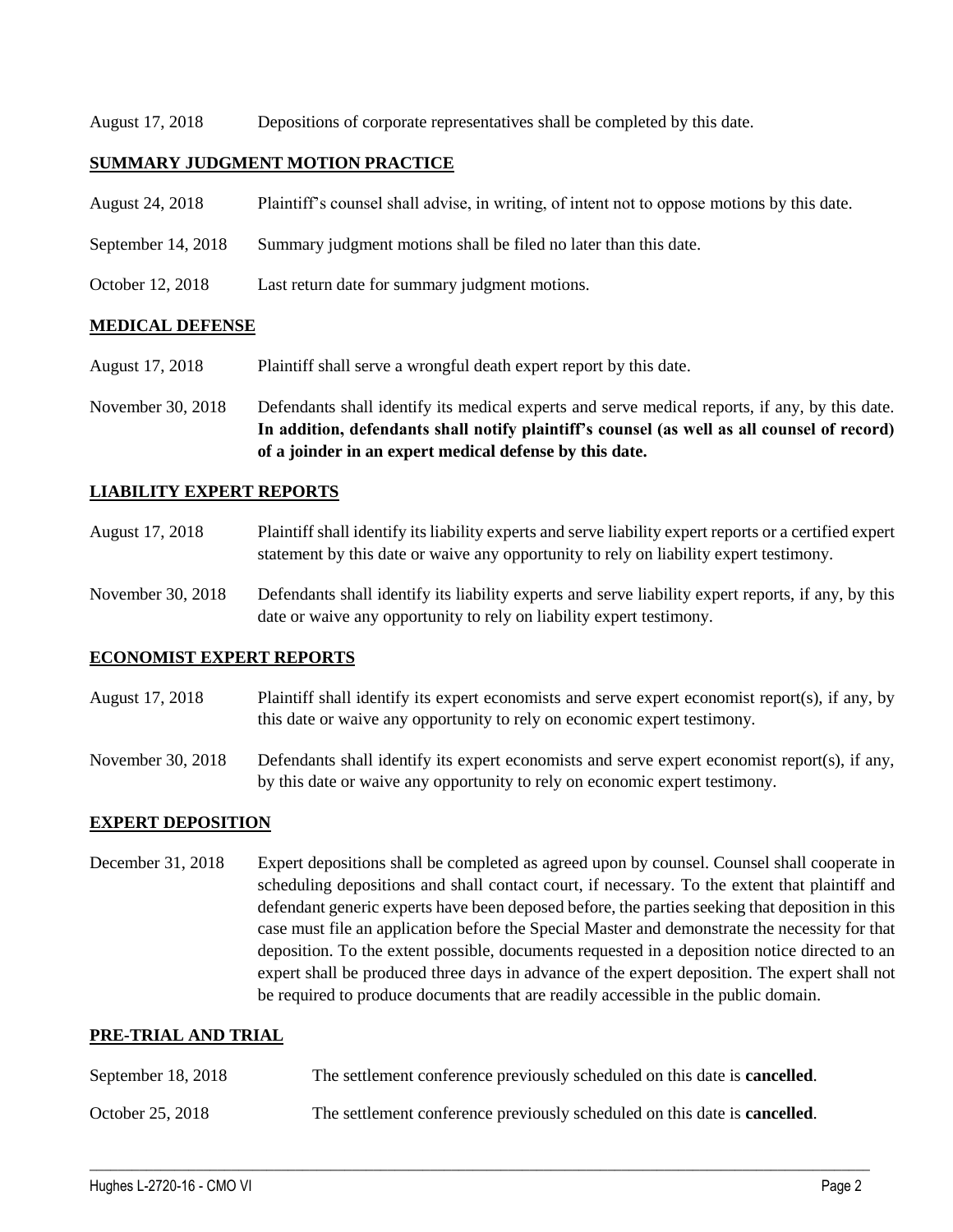August 17, 2018 Depositions of corporate representatives shall be completed by this date.

## SUMMARY JUDGMENT MOTION PRACTICE

August 24, 2018 Plaintiff's counsel shall advise, in writing, of intent not to oppose motions by this date.

September 14, 2018 Summary judgment motions shall be filed no later than this date.

October 12, 2018 Last return date for summary judgment motions.

## MEDICAL DEFENSE

August 17, 2018 Plaintiff shall serve a wrongful death expert report by this date.

November 30, 2018 Defendants shall identify its medical experts and serve medical reports, if any, by this date. **In addition, defendants shall notify plaintiff's counsel (as well as all counsel of record) of a joinder in an expert medical defense by this date.**

## LIABILITY EXPERT REPORTS

August 17, 2018 Plaintiff shall identify its liability experts and serve liability expert reports or a certified expert statement by this date or waive any opportunity to rely on liability expert testimony.

November 30, 2018 Defendants shall identify its liability experts and serve liability expert reports, if any, by this date or waive any opportunity to rely on liability expert testimony.

## ECONOMIST EXPERT REPORTS

August 17, 2018 Plaintiff shall identify its expert economists and serve expert economist report(s), if any, by this date or waive any opportunity to rely on economic expert testimony.

November 30, 2018 Defendants shall identify its expert economists and serve expert economist report(s), if any, by this date or waive any opportunity to rely on economic expert testimony.

## EXPERT DEPOSITION

December 31, 2018 Expert depositions shall be completed as agreed upon by counsel. Counsel shall cooperate in scheduling depositions and shall contact court, if necessary. To the extent that plaintiff and defendant generic experts have been deposed before, the parties seeking that deposition in this case must file an application before the Special Master and demonstrate the necessity for that deposition. To the extent possible, documents requested in a deposition notice directed to an expert shall be produced three days in advance of the expert deposition. The expert shall not be required to produce documents that are readily accessible in the public domain.

## PRE-TRIAL AND TRIAL

September 18, 2018 The settlement conference previously scheduled on this date is **cancelled**.

October 25, 2018 The settlement conference previously scheduled on this date is **cancelled**.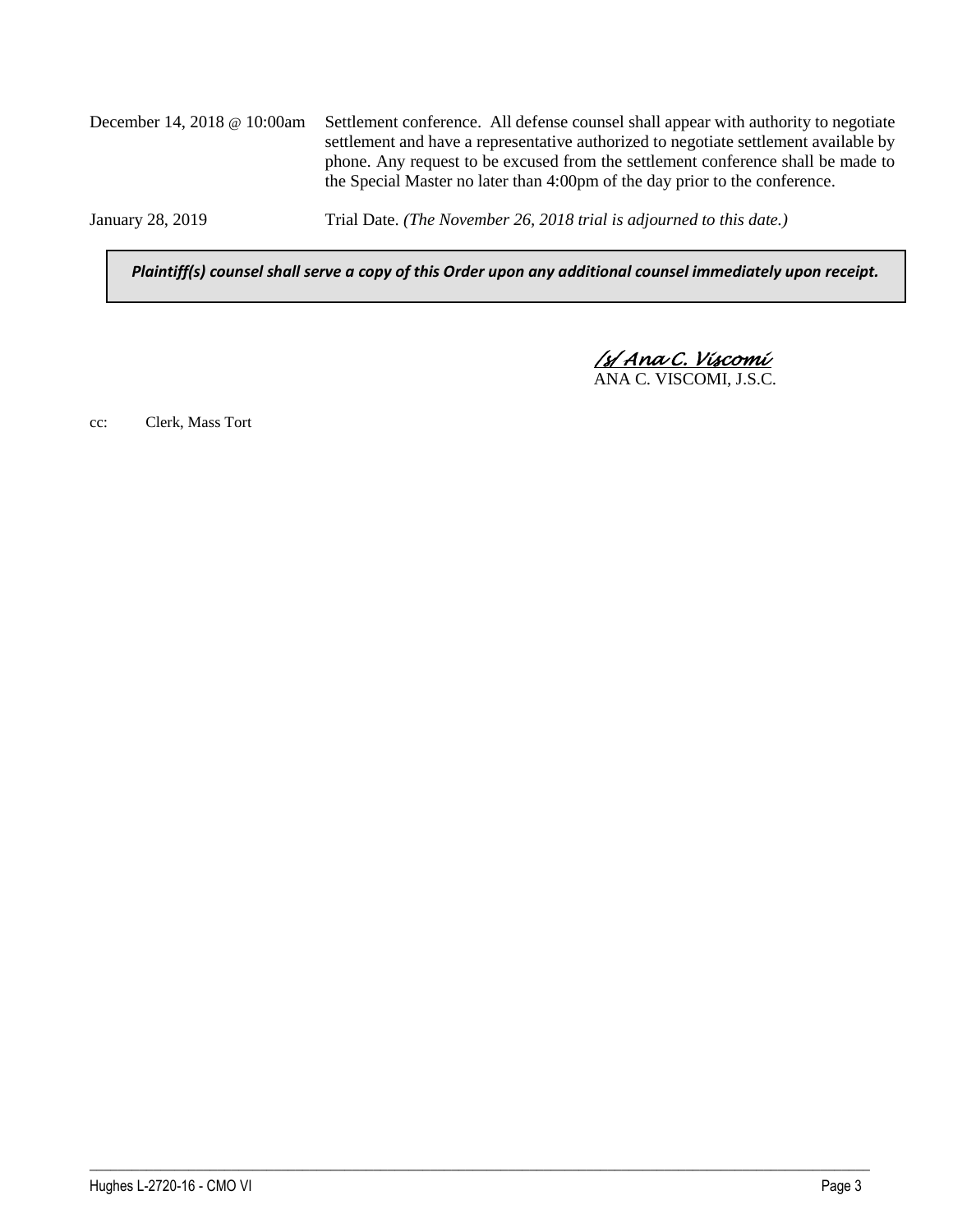| | |
|---|---|
| December 14, 2018 @ 10:00am | Settlement conference. All defense counsel shall appear with authority to negotiate settlement and have a representative authorized to negotiate settlement available by phone. Any request to be excused from the settlement conference shall be made to the Special Master no later than 4:00pm of the day prior to the conference. |
| January 28, 2019 | Trial Date. *(The November 26, 2018 trial is adjourned to this date.)* |

***Plaintiff(s) counsel shall serve a copy of this Order upon any additional counsel immediately upon receipt.***

*/s/ Ana C. Viscomi*
ANA C. VISCOMI, J.S.C.

cc: Clerk, Mass Tort